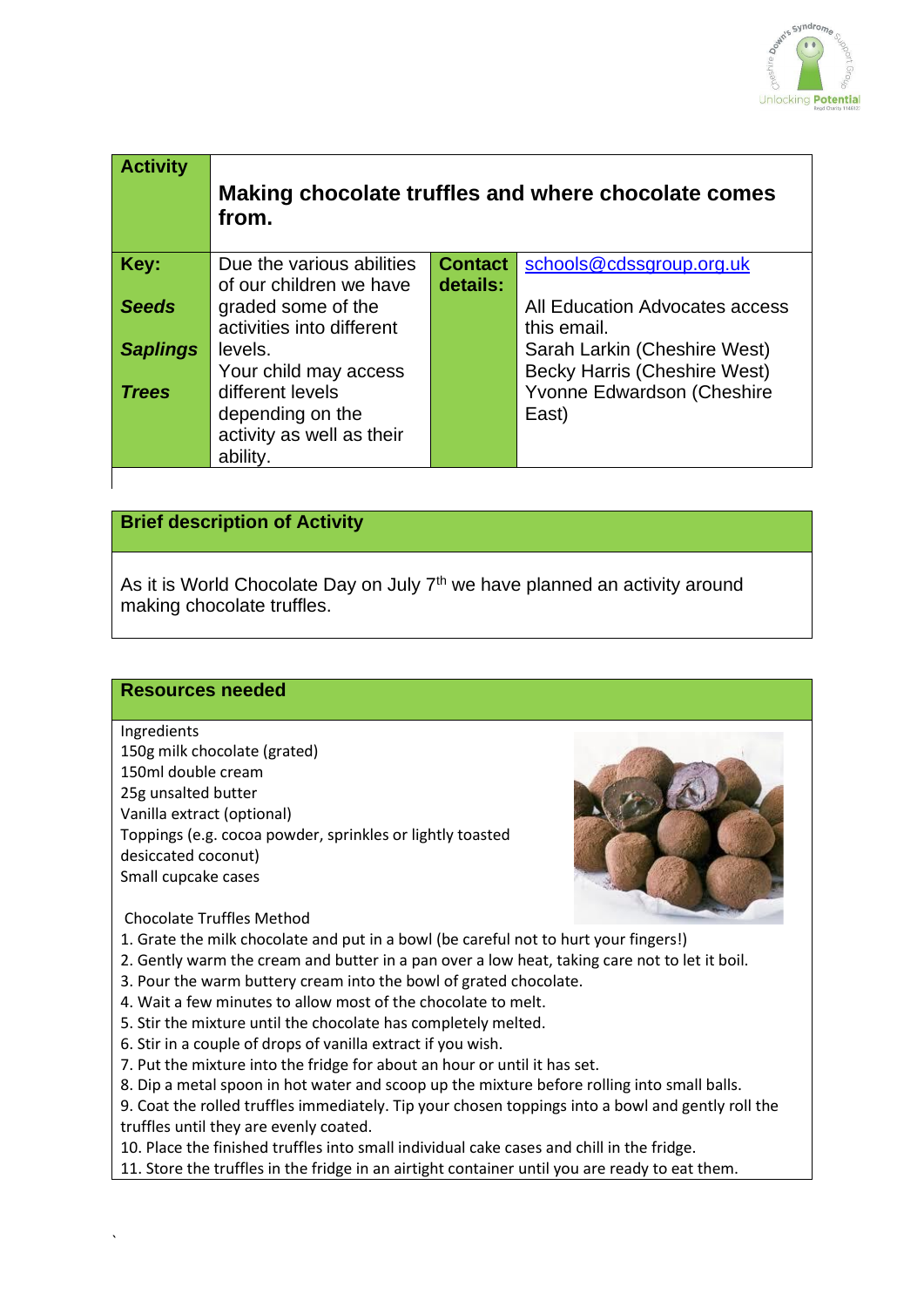| Activity | Making chocolate truffles and where chocolate comes from. | | |
|---|---|---|---|
| Key:<br>***Seeds***<br>***Saplings***<br>***Trees*** | Due the various abilities of our children we have graded some of the activities into different levels.<br>Your child may access different levels depending on the activity as well as their ability. | **Contact details:** | schools@cdssgroup.org.uk<br><br>All Education Advocates access this email.<br>Sarah Larkin (Cheshire West)<br>Becky Harris (Cheshire West)<br>Yvonne Edwardson (Cheshire East) |

## Brief description of Activity

As it is World Chocolate Day on July 7th we have planned an activity around making chocolate truffles.

## Resources needed

Ingredients
150g milk chocolate (grated)
150ml double cream
25g unsalted butter
Vanilla extract (optional)
Toppings (e.g. cocoa powder, sprinkles or lightly toasted desiccated coconut)
Small cupcake cases

Chocolate Truffles Method

1. Grate the milk chocolate and put in a bowl (be careful not to hurt your fingers!)
2. Gently warm the cream and butter in a pan over a low heat, taking care not to let it boil.
3. Pour the warm buttery cream into the bowl of grated chocolate.
4. Wait a few minutes to allow most of the chocolate to melt.
5. Stir the mixture until the chocolate has completely melted.
6. Stir in a couple of drops of vanilla extract if you wish.
7. Put the mixture into the fridge for about an hour or until it has set.
8. Dip a metal spoon in hot water and scoop up the mixture before rolling into small balls.
9. Coat the rolled truffles immediately. Tip your chosen toppings into a bowl and gently roll the truffles until they are evenly coated.
10. Place the finished truffles into small individual cake cases and chill in the fridge.
11. Store the truffles in the fridge in an airtight container until you are ready to eat them.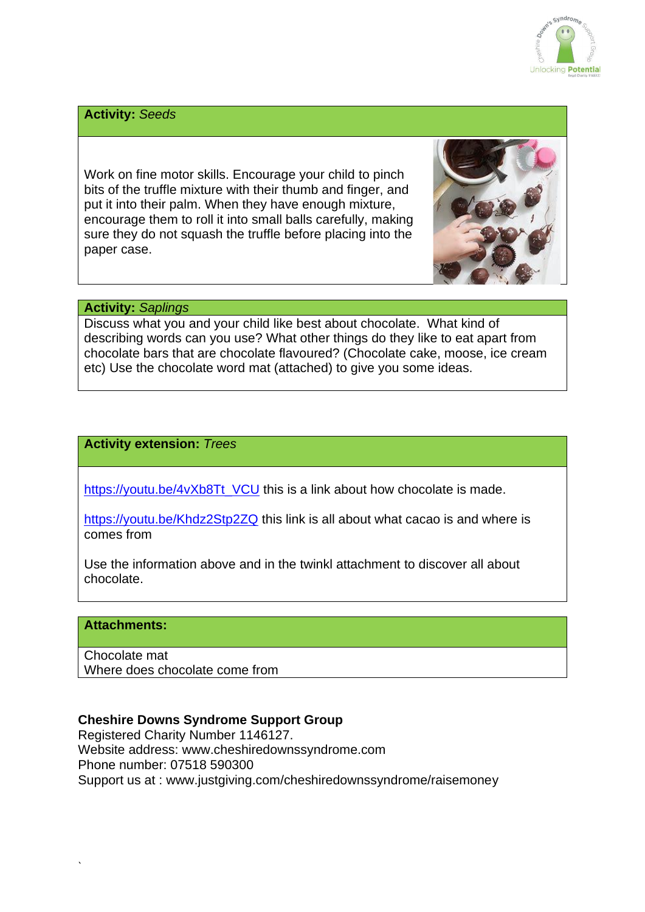**Activity:** *Seeds*

Work on fine motor skills. Encourage your child to pinch bits of the truffle mixture with their thumb and finger, and put it into their palm. When they have enough mixture, encourage them to roll it into small balls carefully, making sure they do not squash the truffle before placing into the paper case.

**Activity:** *Saplings*

Discuss what you and your child like best about chocolate. What kind of describing words can you use? What other things do they like to eat apart from chocolate bars that are chocolate flavoured? (Chocolate cake, moose, ice cream etc) Use the chocolate word mat (attached) to give you some ideas.

**Activity extension:** *Trees*

https://youtu.be/4vXb8Tt_VCU this is a link about how chocolate is made.

https://youtu.be/Khdz2Stp2ZQ this link is all about what cacao is and where is comes from

Use the information above and in the twinkl attachment to discover all about chocolate.

**Attachments:**

Chocolate mat
Where does chocolate come from

**Cheshire Downs Syndrome Support Group**
Registered Charity Number 1146127.
Website address: www.cheshiredownssyndrome.com
Phone number: 07518 590300
Support us at : www.justgiving.com/cheshiredownssyndrome/raisemoney